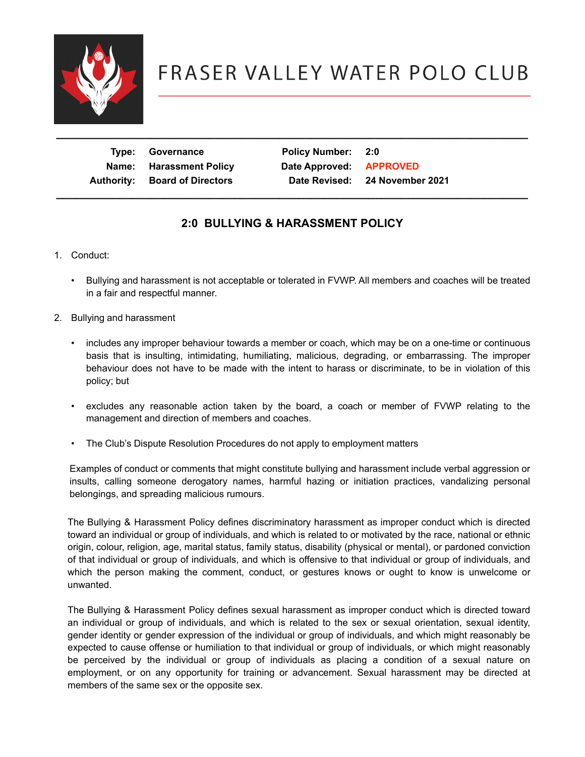# FRASER VALLEY WATER POLO CLUB

| Type: | Governance | Policy Number: | 2:0 |
|---|---|---|---|
| Name: | Harassment Policy | Date Approved: | APPROVED |
| Authority: | Board of Directors | Date Revised: | 24 November 2021 |

## 2:0 BULLYING & HARASSMENT POLICY

1. Conduct:

   - Bullying and harassment is not acceptable or tolerated in FVWP. All members and coaches will be treated in a fair and respectful manner.

2. Bullying and harassment

   - includes any improper behaviour towards a member or coach, which may be on a one-time or continuous basis that is insulting, intimidating, humiliating, malicious, degrading, or embarrassing. The improper behaviour does not have to be made with the intent to harass or discriminate, to be in violation of this policy; but
   - excludes any reasonable action taken by the board, a coach or member of FVWP relating to the management and direction of members and coaches.
   - The Club's Dispute Resolution Procedures do not apply to employment matters

   Examples of conduct or comments that might constitute bullying and harassment include verbal aggression or insults, calling someone derogatory names, harmful hazing or initiation practices, vandalizing personal belongings, and spreading malicious rumours.

   The Bullying & Harassment Policy defines discriminatory harassment as improper conduct which is directed toward an individual or group of individuals, and which is related to or motivated by the race, national or ethnic origin, colour, religion, age, marital status, family status, disability (physical or mental), or pardoned conviction of that individual or group of individuals, and which is offensive to that individual or group of individuals, and which the person making the comment, conduct, or gestures knows or ought to know is unwelcome or unwanted.

   The Bullying & Harassment Policy defines sexual harassment as improper conduct which is directed toward an individual or group of individuals, and which is related to the sex or sexual orientation, sexual identity, gender identity or gender expression of the individual or group of individuals, and which might reasonably be expected to cause offense or humiliation to that individual or group of individuals, or which might reasonably be perceived by the individual or group of individuals as placing a condition of a sexual nature on employment, or on any opportunity for training or advancement. Sexual harassment may be directed at members of the same sex or the opposite sex.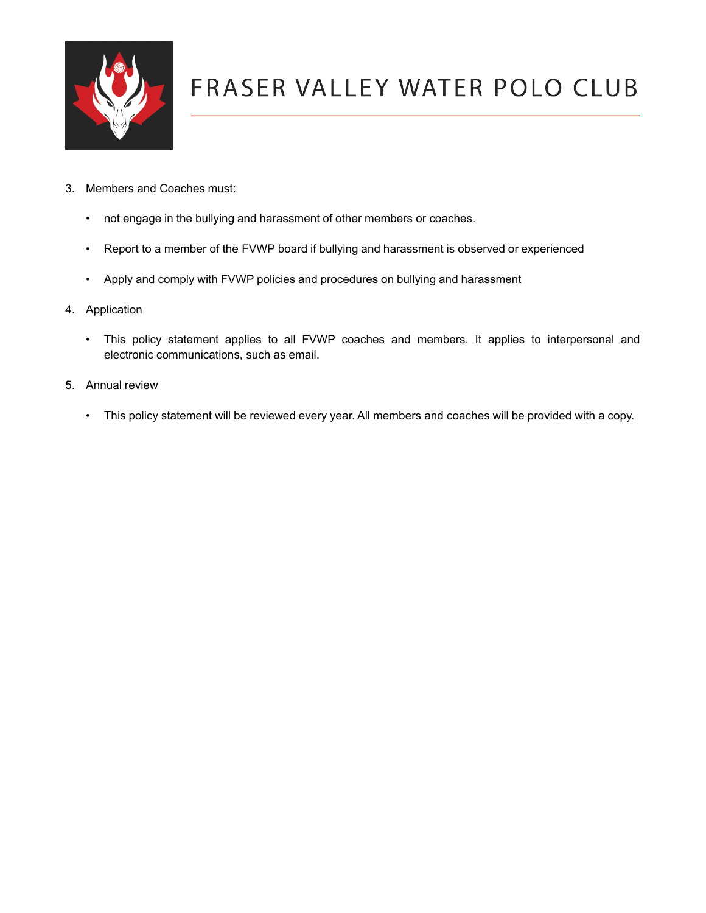3. Members and Coaches must:

    - not engage in the bullying and harassment of other members or coaches.
    - Report to a member of the FVWP board if bullying and harassment is observed or experienced
    - Apply and comply with FVWP policies and procedures on bullying and harassment

4. Application

    - This policy statement applies to all FVWP coaches and members. It applies to interpersonal and electronic communications, such as email.

5. Annual review

    - This policy statement will be reviewed every year. All members and coaches will be provided with a copy.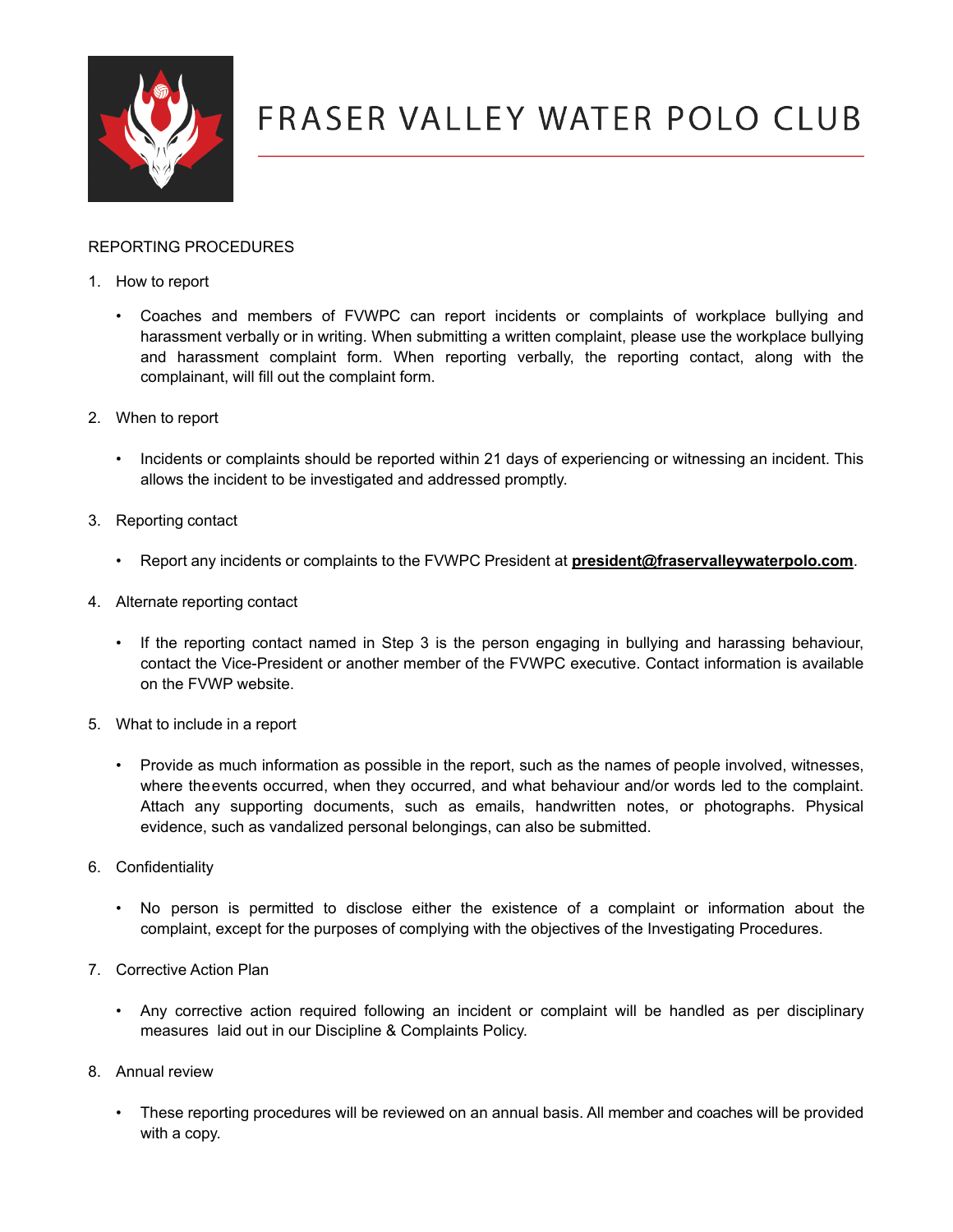# FRASER VALLEY WATER POLO CLUB

REPORTING PROCEDURES

1. How to report

   - Coaches and members of FVWPC can report incidents or complaints of workplace bullying and harassment verbally or in writing. When submitting a written complaint, please use the workplace bullying and harassment complaint form. When reporting verbally, the reporting contact, along with the complainant, will fill out the complaint form.

2. When to report

   - Incidents or complaints should be reported within 21 days of experiencing or witnessing an incident. This allows the incident to be investigated and addressed promptly.

3. Reporting contact

   - Report any incidents or complaints to the FVWPC President at **president@fraservalleywaterpolo.com**.

4. Alternate reporting contact

   - If the reporting contact named in Step 3 is the person engaging in bullying and harassing behaviour, contact the Vice-President or another member of the FVWPC executive. Contact information is available on the FVWP website.

5. What to include in a report

   - Provide as much information as possible in the report, such as the names of people involved, witnesses, where theevents occurred, when they occurred, and what behaviour and/or words led to the complaint. Attach any supporting documents, such as emails, handwritten notes, or photographs. Physical evidence, such as vandalized personal belongings, can also be submitted.

6. Confidentiality

   - No person is permitted to disclose either the existence of a complaint or information about the complaint, except for the purposes of complying with the objectives of the Investigating Procedures.

7. Corrective Action Plan

   - Any corrective action required following an incident or complaint will be handled as per disciplinary measures laid out in our Discipline & Complaints Policy.

8. Annual review

   - These reporting procedures will be reviewed on an annual basis. All member and coaches will be provided with a copy.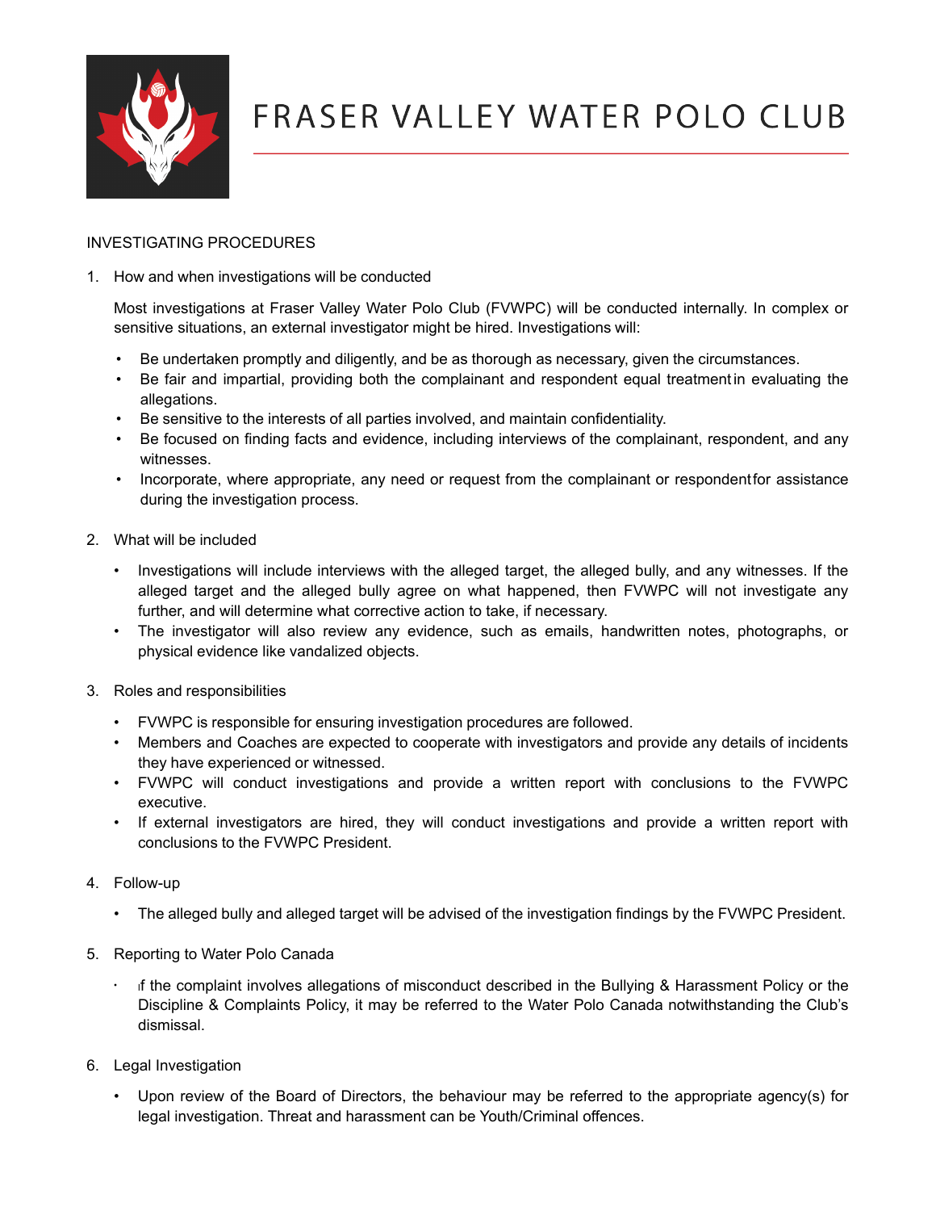# FRASER VALLEY WATER POLO CLUB

INVESTIGATING PROCEDURES

1. How and when investigations will be conducted

   Most investigations at Fraser Valley Water Polo Club (FVWPC) will be conducted internally. In complex or sensitive situations, an external investigator might be hired. Investigations will:

   - Be undertaken promptly and diligently, and be as thorough as necessary, given the circumstances.
   - Be fair and impartial, providing both the complainant and respondent equal treatment in evaluating the allegations.
   - Be sensitive to the interests of all parties involved, and maintain confidentiality.
   - Be focused on finding facts and evidence, including interviews of the complainant, respondent, and any witnesses.
   - Incorporate, where appropriate, any need or request from the complainant or respondent for assistance during the investigation process.

2. What will be included

   - Investigations will include interviews with the alleged target, the alleged bully, and any witnesses. If the alleged target and the alleged bully agree on what happened, then FVWPC will not investigate any further, and will determine what corrective action to take, if necessary.
   - The investigator will also review any evidence, such as emails, handwritten notes, photographs, or physical evidence like vandalized objects.

3. Roles and responsibilities

   - FVWPC is responsible for ensuring investigation procedures are followed.
   - Members and Coaches are expected to cooperate with investigators and provide any details of incidents they have experienced or witnessed.
   - FVWPC will conduct investigations and provide a written report with conclusions to the FVWPC executive.
   - If external investigators are hired, they will conduct investigations and provide a written report with conclusions to the FVWPC President.

4. Follow-up

   - The alleged bully and alleged target will be advised of the investigation findings by the FVWPC President.

5. Reporting to Water Polo Canada

   - If the complaint involves allegations of misconduct described in the Bullying & Harassment Policy or the Discipline & Complaints Policy, it may be referred to the Water Polo Canada notwithstanding the Club's dismissal.

6. Legal Investigation

   - Upon review of the Board of Directors, the behaviour may be referred to the appropriate agency(s) for legal investigation. Threat and harassment can be Youth/Criminal offences.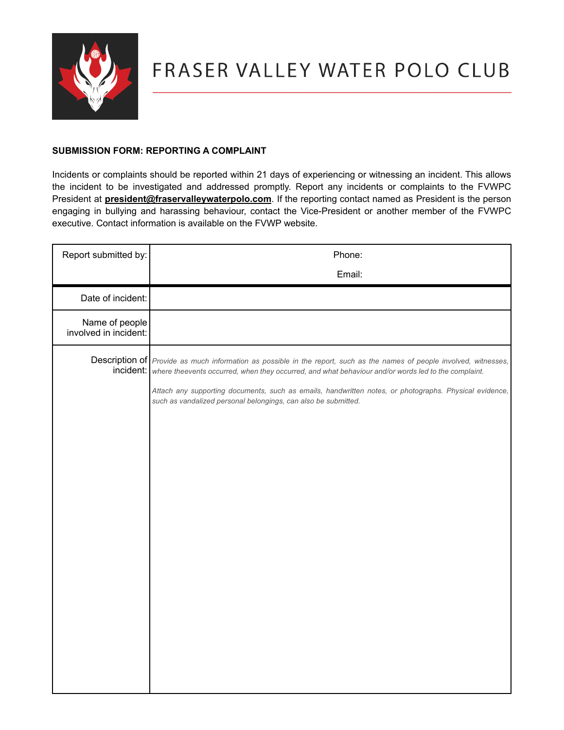# FRASER VALLEY WATER POLO CLUB

**SUBMISSION FORM: REPORTING A COMPLAINT**

Incidents or complaints should be reported within 21 days of experiencing or witnessing an incident. This allows the incident to be investigated and addressed promptly. Report any incidents or complaints to the FVWPC President at **president@fraservalleywaterpolo.com**. If the reporting contact named as President is the person engaging in bullying and harassing behaviour, contact the Vice-President or another member of the FVWPC executive. Contact information is available on the FVWP website.

| | |
|---|---|
| Report submitted by: | Phone:<br>Email: |
| Date of incident: | |
| Name of people involved in incident: | |
| Description of incident: | *Provide as much information as possible in the report, such as the names of people involved, witnesses, where theevents occurred, when they occurred, and what behaviour and/or words led to the complaint.*<br><br>*Attach any supporting documents, such as emails, handwritten notes, or photographs. Physical evidence, such as vandalized personal belongings, can also be submitted.* |